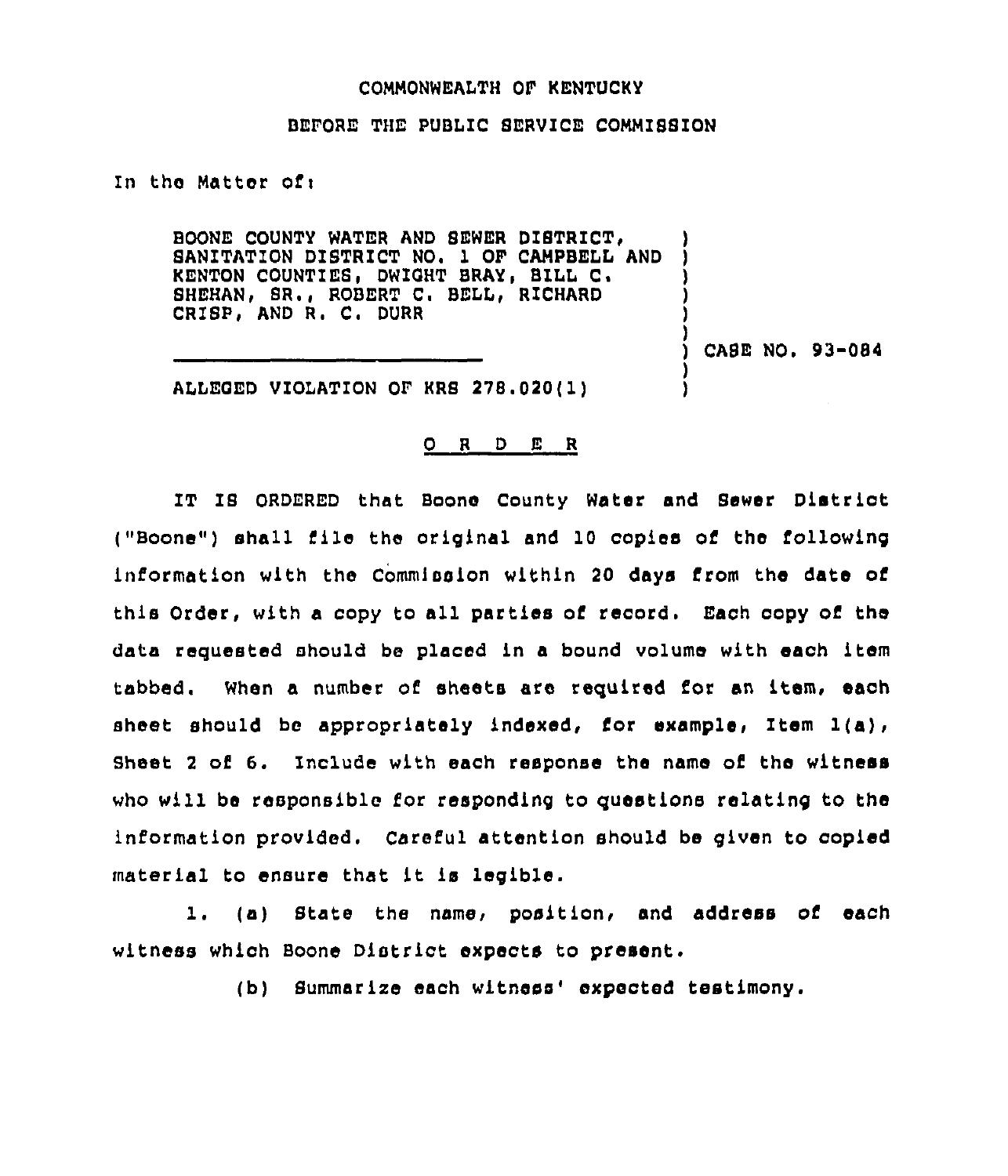COMMONWEALTH OF KENTUCKY

BEFORE THE PUBLIC SERVICE COMMISSION

In the Matter of:

BOONE COUNTY WATER AND SEWER DISTRICT, SANITATION DISTRICT NO. 1 OF CAMPBELL AND KENTON COUNTIES, DWIGHT BRAY, BILL C. SHEHAN, SR., ROBERT C. BELL, RICHARD CRISP, AND R. C. DURR

) CASE NO. 93-084

ALLEGED VIOLATION OF KRS 278.020(1)

## O R D E R

IT IS ORDERED that Boone County Water and Sewer District ("Boone") shall file the original and 10 copies of the following information with the Commission within 20 days from the date of this Order, with a copy to all parties of record. Each copy of the data requested should be placed in a bound volume with each item tabbed. When a number of sheets are required for an item, each sheet should be appropriately indexed, for example, Item 1(a), Sheet 2 of 6. Include with each response the name of the witness who will be responsible for responding to questions relating to the information provided. Careful attention should be given to copied material to ensure that it is legible.

1. (a) State the name, position, and address of each witness which Boone District expects to present.

(b) Summarize each witness' expected testimony.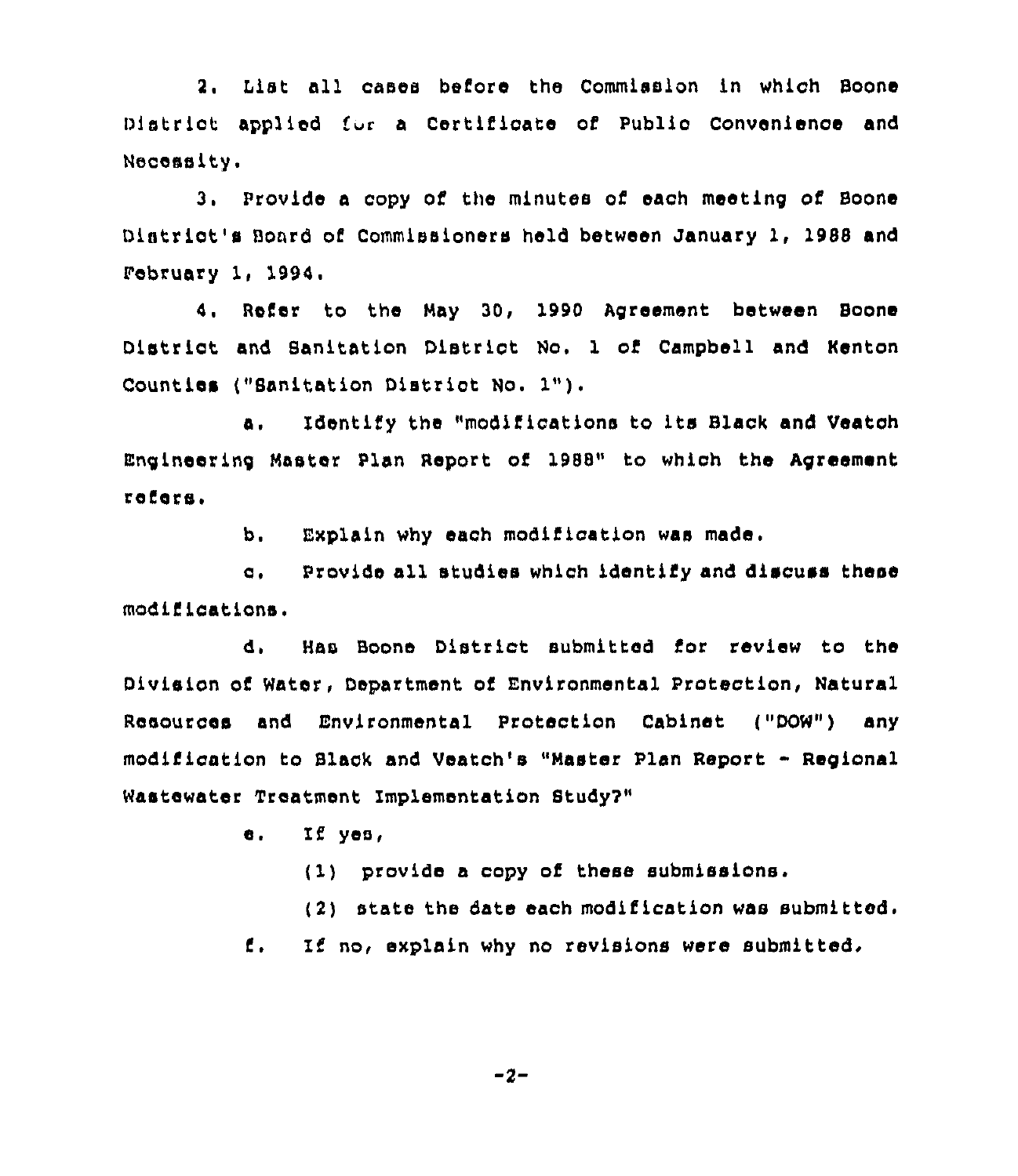2. List all cases before the Commission in which Boone District applied for a Certificate of Public Convenience and Necessity.

3. Provide a copy of the minutes of each meeting of Boone District's Board of Commissioners held between January 1, 1988 and February 1, 1994.

4. Refer to the May 30, 1990 Agreement between Boone District and Sanitation District No. 1 of Campbell and Kenton Counties ("Sanitation District No. 1").

a. Identify the "modifications to its Black and Veatch Engineering Master Plan Report of 1988" to which the Agreement refers.

b. Explain why each modification was made.

c. Provide all studies which identify and discuss these modifications.

d. Has Boone District submitted for review to the Division of Water, Department of Environmental Protection, Natural Resources and Environmental Protection Cabinet ("DOW") any modification to Black and Veatch's "Master Plan Report - Regional Wastewater Treatment Implementation Study?"

e. If yes,

(1) provide a copy of these submissions.

(2) state the date each modification was submitted.

f. If no, explain why no revisions were submitted.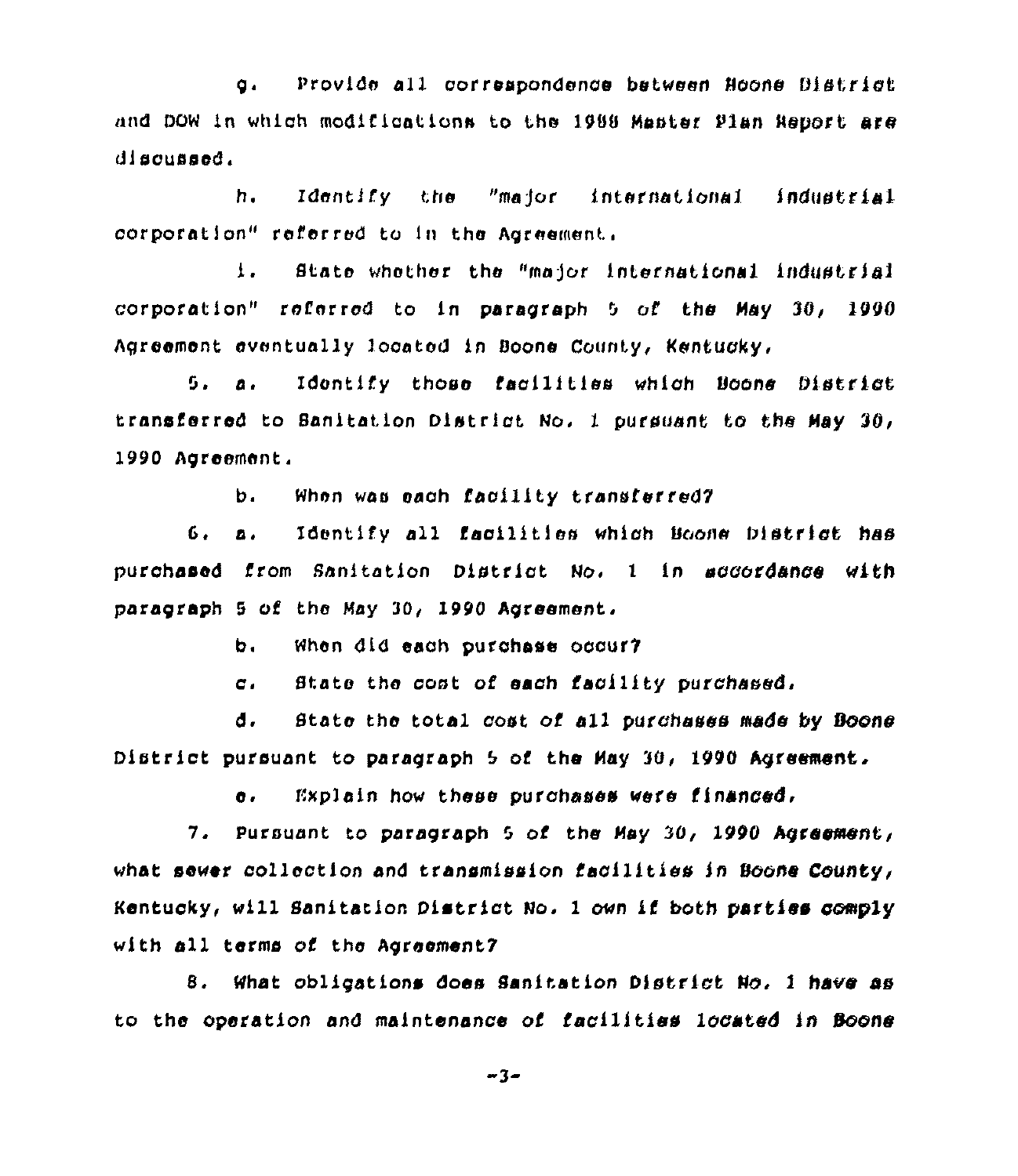g. Provide all correspondence between Boone District and DOW in which modifications to the 1988 Master Plan Report are discussed.

h. Identify the "major international industrial corporation" referred to in the Agreement.

i. State whether the "major international industrial corporation" referred to in paragraph 5 of the May 30, 1990 Agreement eventually located in Boone County, Kentucky.

5. a. Identify those facilities which Boone District transferred to Sanitation District No. 1 pursuant to the May 30, 1990 Agreement.

b. When was each facility transferred?

6. a. Identify all facilities which Boone District has purchased from Sanitation District No. 1 in accordance with paragraph 5 of the May 30, 1990 Agreement.

b. When did each purchase occur?

c. State the cost of each facility purchased.

d. State the total cost of all purchases made by Boone District pursuant to paragraph 5 of the May 30, 1990 Agreement.

e. Explain how these purchases were financed.

7. Pursuant to paragraph 5 of the May 30, 1990 Agreement, what sewer collection and transmission facilities in Boone County, Kentucky, will Sanitation District No. 1 own if both parties comply with all terms of the Agreement?

8. What obligations does Sanitation District No. 1 have as to the operation and maintenance of facilities located in Boone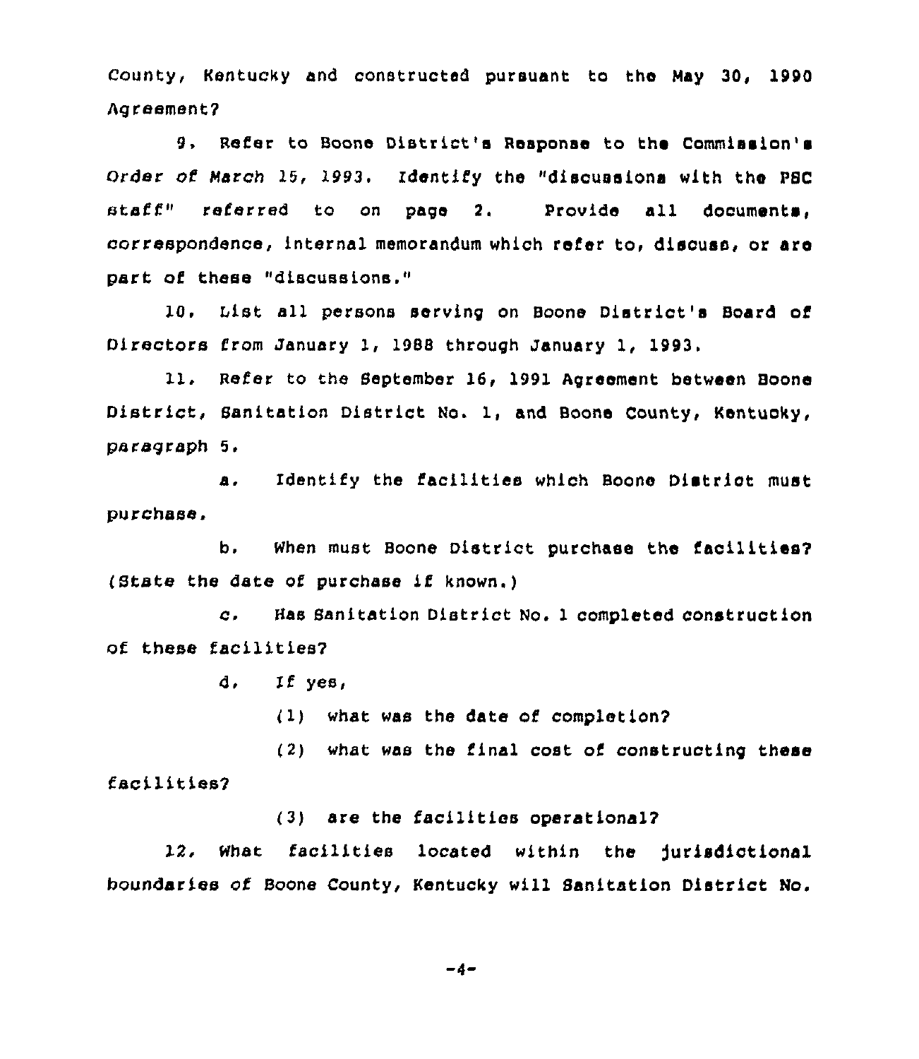County, Kentucky and constructed pursuant to the May 30, 1990 Agreement?

9. Refer to Boone District's Response to the Commission's *Order of March 15, 1993*. Identify the "discussions with the PSC staff" referred to on page 2. Provide all documents, correspondence, internal memorandum which refer to, discuss, or are part of these "discussions."

10. List all persons serving on Boone District's Board of Directors from January 1, 1988 through January 1, 1993.

11. Refer to the September 16, 1991 Agreement between Boone District, Sanitation District No. 1, and Boone County, Kentucky, paragraph 5.

a. Identify the facilities which Boone District must purchase.

b. When must Boone District purchase the facilities? (State the date of purchase if known.)

c. Has Sanitation District No. 1 completed construction of these facilities?

d. If yes,

(1) what was the date of completion?

(2) what was the final cost of constructing these facilities?

(3) are the facilities operational?

12. What facilities located within the jurisdictional boundaries of Boone County, Kentucky will Sanitation District No.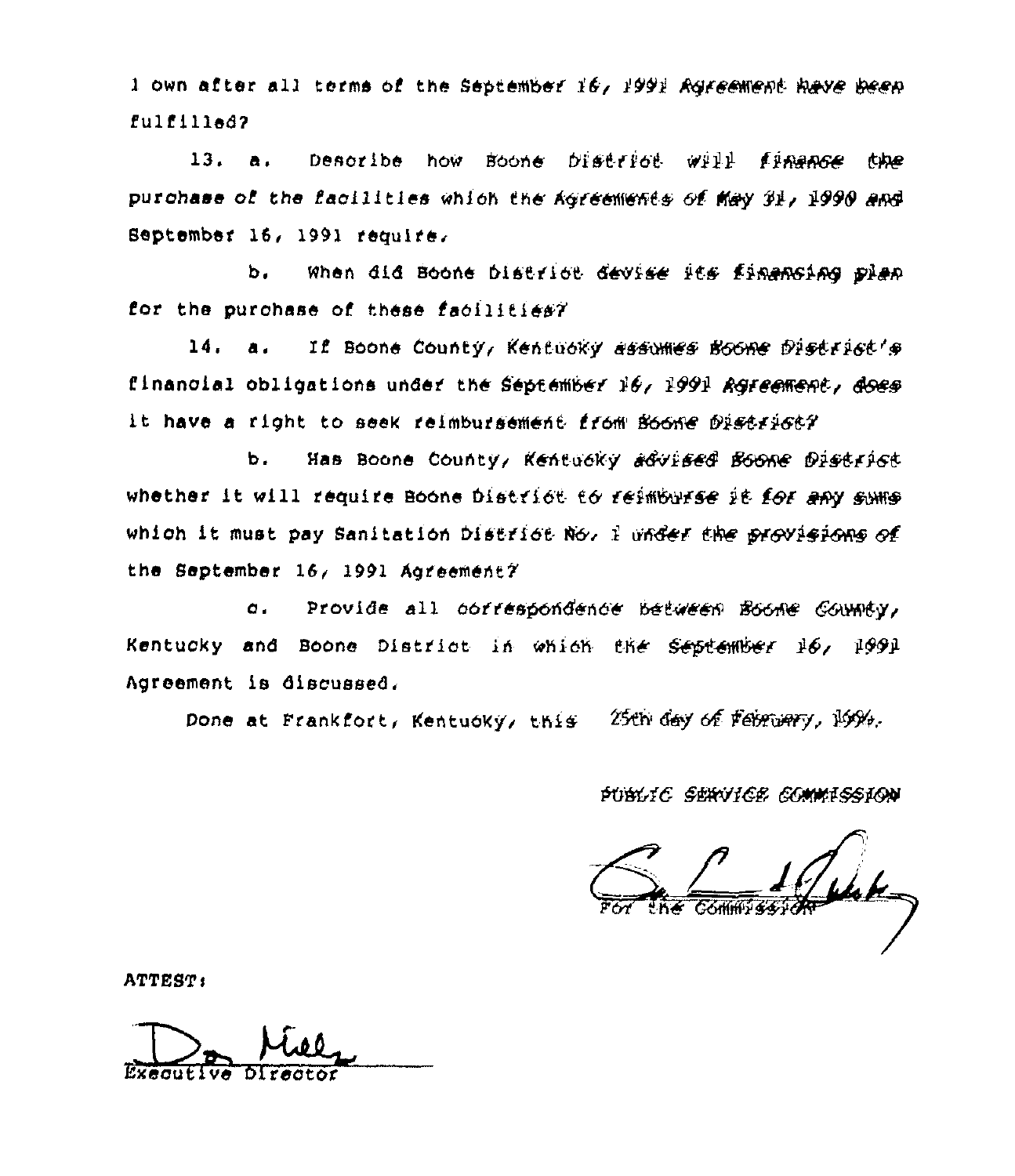1 own after all terms of the September 16, 1991 Agreement have been fulfilled?

13. a. Describe how Boone District will finance the purchase of the facilities which the Agreements of May 31, 1990 and September 16, 1991 require.

b. When did Boone District devise its financing plan for the purchase of these facilities?

14. a. If Boone County, Kentucky assumes Boone District's financial obligations under the September 16, 1991 Agreement, does it have a right to seek reimbursement from Boone District?

b. Has Boone County, Kentucky advised Boone District whether it will require Boone District to reimburse it for any sums which it must pay Sanitation District No. 1 under the provisions of the September 16, 1991 Agreement?

c. Provide all correspondence between Boone County, Kentucky and Boone District in which the September 16, 1991 Agreement is discussed.

Done at Frankfort, Kentucky, this 25th day of February, 1994.

PUBLIC SERVICE COMMISSION

For the Commission

ATTEST:

Executive Director